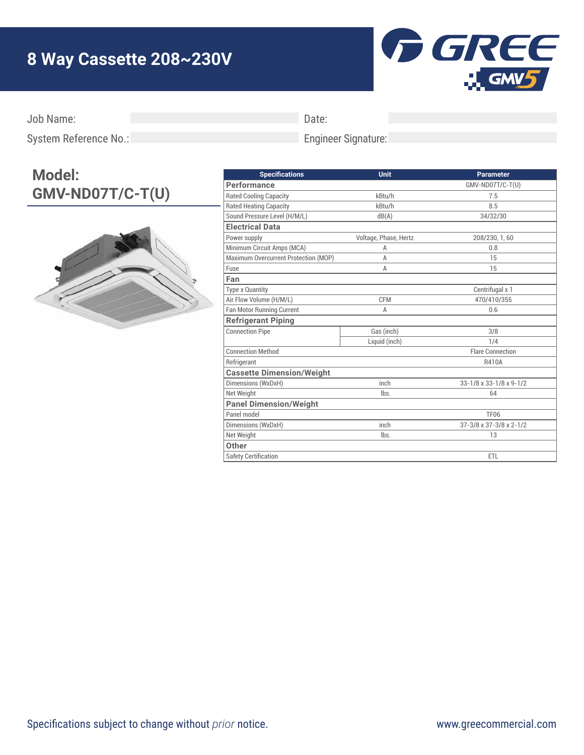# 8 Way Cassette 208~230V

Job Name:

System Reference No.:

Date:

Engineer Signature:

## Model: GMV-ND07T/C-T(U)

| Specifications | Unit | Parameter |
|---|---|---|
| **Performance** | | GMV-ND07T/C-T(U) |
| Rated Cooling Capacity | kBtu/h | 7.5 |
| Rated Heating Capacity | kBtu/h | 8.5 |
| Sound Pressure Level (H/M/L) | dB(A) | 34/32/30 |
| **Electrical Data** | | |
| Power supply | Voltage, Phase, Hertz | 208/230, 1, 60 |
| Minimum Circuit Amps (MCA) | A | 0.8 |
| Maximum Overcurrent Protection (MOP) | A | 15 |
| Fuse | A | 15 |
| **Fan** | | |
| Type x Quantity | | Centrifugal x 1 |
| Air Flow Volume (H/M/L) | CFM | 470/410/355 |
| Fan Motor Running Current | A | 0.6 |
| **Refrigerant Piping** | | |
| Connection Pipe | Gas (inch) | 3/8 |
| | Liquid (inch) | 1/4 |
| Connection Method | | Flare Connection |
| Refrigerant | | R410A |
| **Cassette Dimension/Weight** | | |
| Dimensions (WxDxH) | inch | 33-1/8 x 33-1/8 x 9-1/2 |
| Net Weight | lbs. | 64 |
| **Panel Dimension/Weight** | | |
| Panel model | | TF06 |
| Dimensions (WxDxH) | inch | 37-3/8 x 37-3/8 x 2-1/2 |
| Net Weight | lbs. | 13 |
| **Other** | | |
| Safety Certification | | ETL |

Specifications subject to change without *prior* notice.

www.greecommercial.com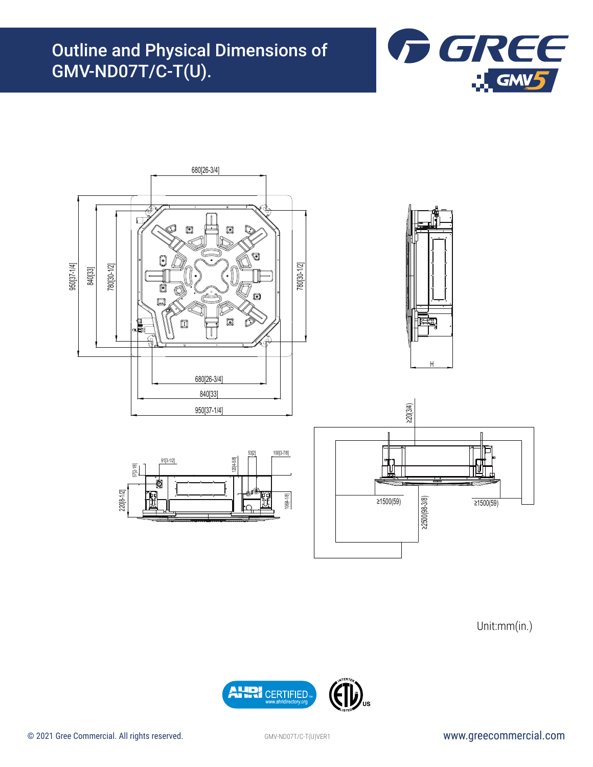# Outline and Physical Dimensions of GMV-ND07T/C-T(U).

680[26-3/4]

950[37-1/4]

840[33]

780[30-1/2]

780[30-1/2]

680[26-3/4]

840[33]

950[37-1/4]

H

≥20(3/4)

57[2-1/8]

91[3-1/2]

120[4-5/8]

53[2]

100[3-7/8]

220[8-1/2]

106[4-1/8]

≥1500(59)

≥1500(59)

≥2500(98-3/8)

Unit:mm(in.)

© 2021 Gree Commercial. All rights reserved.

GMV-ND07T/C-T(U)VER1

www.greecommercial.com